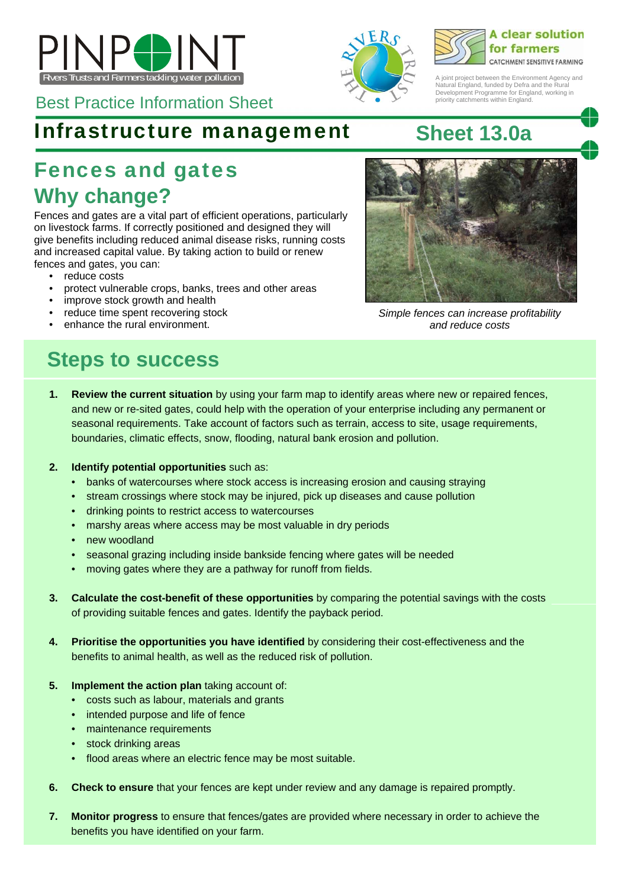PINPOINT

Rivers Trusts and Farmers tackling water pollution

A clear solution for farmers

CATCHMENT SENSITIVE FARMING

A joint project between the Environment Agency and Natural England, funded by Defra and the Rural Development Programme for England, working in priority catchments within England.

Best Practice Information Sheet

# Infrastructure management

## Sheet 13.0a

## Fences and gates

## Why change?

Fences and gates are a vital part of efficient operations, particularly on livestock farms. If correctly positioned and designed they will give benefits including reduced animal disease risks, running costs and increased capital value. By taking action to build or renew fences and gates, you can:

- reduce costs
- protect vulnerable crops, banks, trees and other areas
- improve stock growth and health
- reduce time spent recovering stock
- enhance the rural environment.

*Simple fences can increase profitability and reduce costs*

## Steps to success

1. **Review the current situation** by using your farm map to identify areas where new or repaired fences, and new or re-sited gates, could help with the operation of your enterprise including any permanent or seasonal requirements. Take account of factors such as terrain, access to site, usage requirements, boundaries, climatic effects, snow, flooding, natural bank erosion and pollution.

2. **Identify potential opportunities** such as:
   - banks of watercourses where stock access is increasing erosion and causing straying
   - stream crossings where stock may be injured, pick up diseases and cause pollution
   - drinking points to restrict access to watercourses
   - marshy areas where access may be most valuable in dry periods
   - new woodland
   - seasonal grazing including inside bankside fencing where gates will be needed
   - moving gates where they are a pathway for runoff from fields.

3. **Calculate the cost-benefit of these opportunities** by comparing the potential savings with the costs of providing suitable fences and gates. Identify the payback period.

4. **Prioritise the opportunities you have identified** by considering their cost-effectiveness and the benefits to animal health, as well as the reduced risk of pollution.

5. **Implement the action plan** taking account of:
   - costs such as labour, materials and grants
   - intended purpose and life of fence
   - maintenance requirements
   - stock drinking areas
   - flood areas where an electric fence may be most suitable.

6. **Check to ensure** that your fences are kept under review and any damage is repaired promptly.

7. **Monitor progress** to ensure that fences/gates are provided where necessary in order to achieve the benefits you have identified on your farm.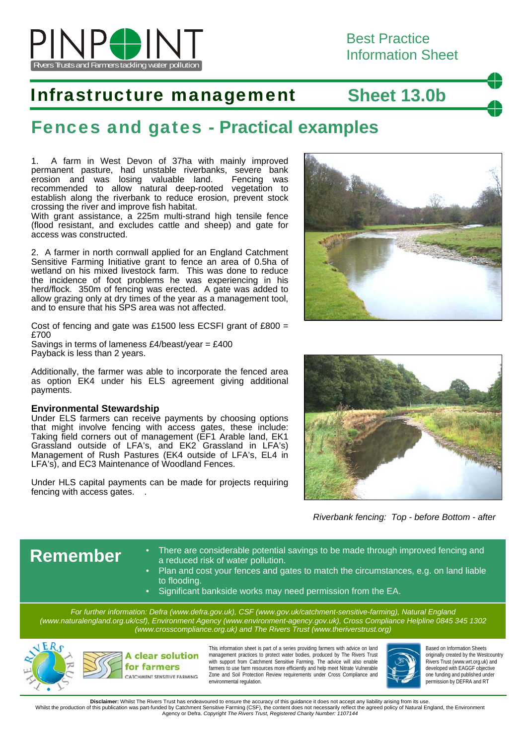PINPOINT
Rivers Trusts and Farmers tackling water pollution

Best Practice Information Sheet

# Infrastructure management Sheet 13.0b

## Fences and gates - Practical examples

1. A farm in West Devon of 37ha with mainly improved permanent pasture, had unstable riverbanks, severe bank erosion and was losing valuable land. Fencing was recommended to allow natural deep-rooted vegetation to establish along the riverbank to reduce erosion, prevent stock crossing the river and improve fish habitat.
With grant assistance, a 225m multi-strand high tensile fence (flood resistant, and excludes cattle and sheep) and gate for access was constructed.

2. A farmer in north cornwall applied for an England Catchment Sensitive Farming Initiative grant to fence an area of 0.5ha of wetland on his mixed livestock farm. This was done to reduce the incidence of foot problems he was experiencing in his herd/flock. 350m of fencing was erected. A gate was added to allow grazing only at dry times of the year as a management tool, and to ensure that his SPS area was not affected.

Cost of fencing and gate was £1500 less ECSFI grant of £800 = £700
Savings in terms of lameness £4/beast/year = £400
Payback is less than 2 years.

Additionally, the farmer was able to incorporate the fenced area as option EK4 under his ELS agreement giving additional payments.

### Environmental Stewardship

Under ELS farmers can receive payments by choosing options that might involve fencing with access gates, these include: Taking field corners out of management (EF1 Arable land, EK1 Grassland outside of LFA's, and EK2 Grassland in LFA's) Management of Rush Pastures (EK4 outside of LFA's, EL4 in LFA's), and EC3 Maintenance of Woodland Fences.

Under HLS capital payments can be made for projects requiring fencing with access gates.

*Riverbank fencing: Top - before Bottom - after*

## Remember

- There are considerable potential savings to be made through improved fencing and a reduced risk of water pollution.
- Plan and cost your fences and gates to match the circumstances, e.g. on land liable to flooding.
- Significant bankside works may need permission from the EA.

*For further information: Defra (www.defra.gov.uk), CSF (www.gov.uk/catchment-sensitive-farming), Natural England (www.naturalengland.org.uk/csf), Environment Agency (www.environment-agency.gov.uk), Cross Compliance Helpline 0845 345 1302 (www.crosscompliance.org.uk) and The Rivers Trust (www.theriverstrust.org)*

A clear solution for farmers
CATCHMENT SENSITIVE FARMING

This information sheet is part of a series providing farmers with advice on land management practices to protect water bodies, produced by The Rivers Trust with support from Catchment Sensitive Farming. The advice will also enable farmers to use farm resources more efficiently and help meet Nitrate Vulnerable Zone and Soil Protection Review requirements under Cross Compliance and environmental regulation.

Based on Information Sheets originally created by the Westcountry Rivers Trust (www.wrt.org.uk) and developed with EAGGF objective one funding and published under permission by DEFRA and RT

**Disclaimer:** Whilst The Rivers Trust has endeavoured to ensure the accuracy of this guidance it does not accept any liability arising from its use.
Whilst the production of this publication was part-funded by Catchment Sensitive Farming (CSF), the content does not necessarily reflect the agreed policy of Natural England, the Environment Agency or Defra. *Copyright The Rivers Trust, Registered Charity Number: 1107144*